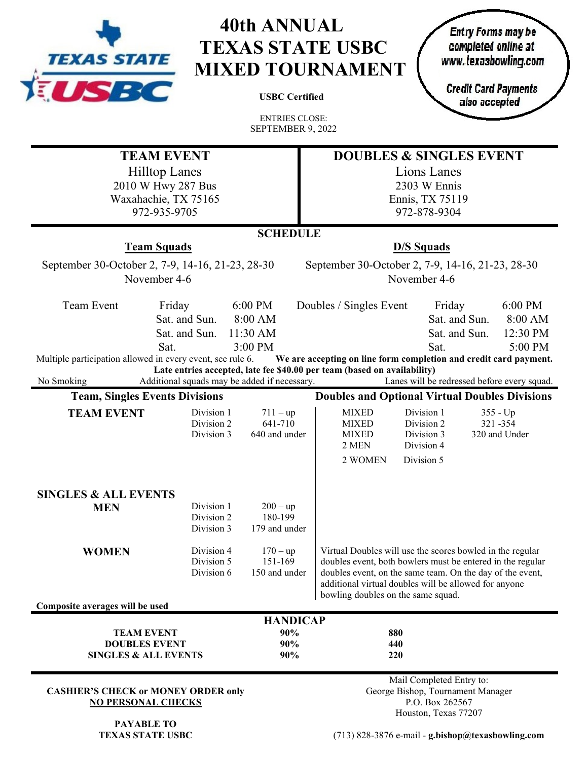# 40th ANNUAL TEXAS STATE USBC MIXED TOURNAMENT

**USBC Certified**

ENTRIES CLOSE:
SEPTEMBER 9, 2022

*Entry Forms may be completed online at www.texasbowling.com*

*Credit Card Payments also accepted*

| TEAM EVENT | DOUBLES & SINGLES EVENT |
|---|---|
| Hilltop Lanes | Lions Lanes |
| 2010 W Hwy 287 Bus | 2303 W Ennis |
| Waxahachie, TX 75165 | Ennis, TX 75119 |
| 972-935-9705 | 972-878-9304 |

## SCHEDULE

**Team Squads**

September 30-October 2, 7-9, 14-16, 21-23, 28-30
November 4-6

**D/S Squads**

September 30-October 2, 7-9, 14-16, 21-23, 28-30
November 4-6

| Team Event | | | Doubles / Singles Event | | |
|---|---|---|---|---|---|
| | Friday | 6:00 PM | | Friday | 6:00 PM |
| | Sat. and Sun. | 8:00 AM | | Sat. and Sun. | 8:00 AM |
| | Sat. and Sun. | 11:30 AM | | Sat. and Sun. | 12:30 PM |
| | Sat. | 3:00 PM | | Sat. | 5:00 PM |

Multiple participation allowed in every event, see rule 6. **We are accepting on line form completion and credit card payment.**

**Late entries accepted, late fee $40.00 per team (based on availability)**

No Smoking — Additional squads may be added if necessary. — Lanes will be redressed before every squad.

### Team, Singles Events Divisions

| TEAM EVENT | Division | Average |
|---|---|---|
| | Division 1 | 711 – up |
| | Division 2 | 641-710 |
| | Division 3 | 640 and under |

| SINGLES & ALL EVENTS | Division | Average |
|---|---|---|
| MEN | Division 1 | 200 – up |
| | Division 2 | 180-199 |
| | Division 3 | 179 and under |
| WOMEN | Division 4 | 170 – up |
| | Division 5 | 151-169 |
| | Division 6 | 150 and under |

**Composite averages will be used**

### Doubles and Optional Virtual Doubles Divisions

| | Division | Average |
|---|---|---|
| MIXED | Division 1 | 355 - Up |
| MIXED | Division 2 | 321 -354 |
| MIXED | Division 3 | 320 and Under |
| 2 MEN | Division 4 | |
| 2 WOMEN | Division 5 | |

Virtual Doubles will use the scores bowled in the regular doubles event, both bowlers must be entered in the regular doubles event, on the same team. On the day of the event, additional virtual doubles will be allowed for anyone bowling doubles on the same squad.

## HANDICAP

| | | |
|---|---|---|
| **TEAM EVENT** | **90%** | **880** |
| **DOUBLES EVENT** | **90%** | **440** |
| **SINGLES & ALL EVENTS** | **90%** | **220** |

**CASHIER'S CHECK or MONEY ORDER only**
**NO PERSONAL CHECKS**

**PAYABLE TO**
**TEXAS STATE USBC**

Mail Completed Entry to:
George Bishop, Tournament Manager
P.O. Box 262567
Houston, Texas 77207

(713) 828-3876 e-mail - **g.bishop@texasbowling.com**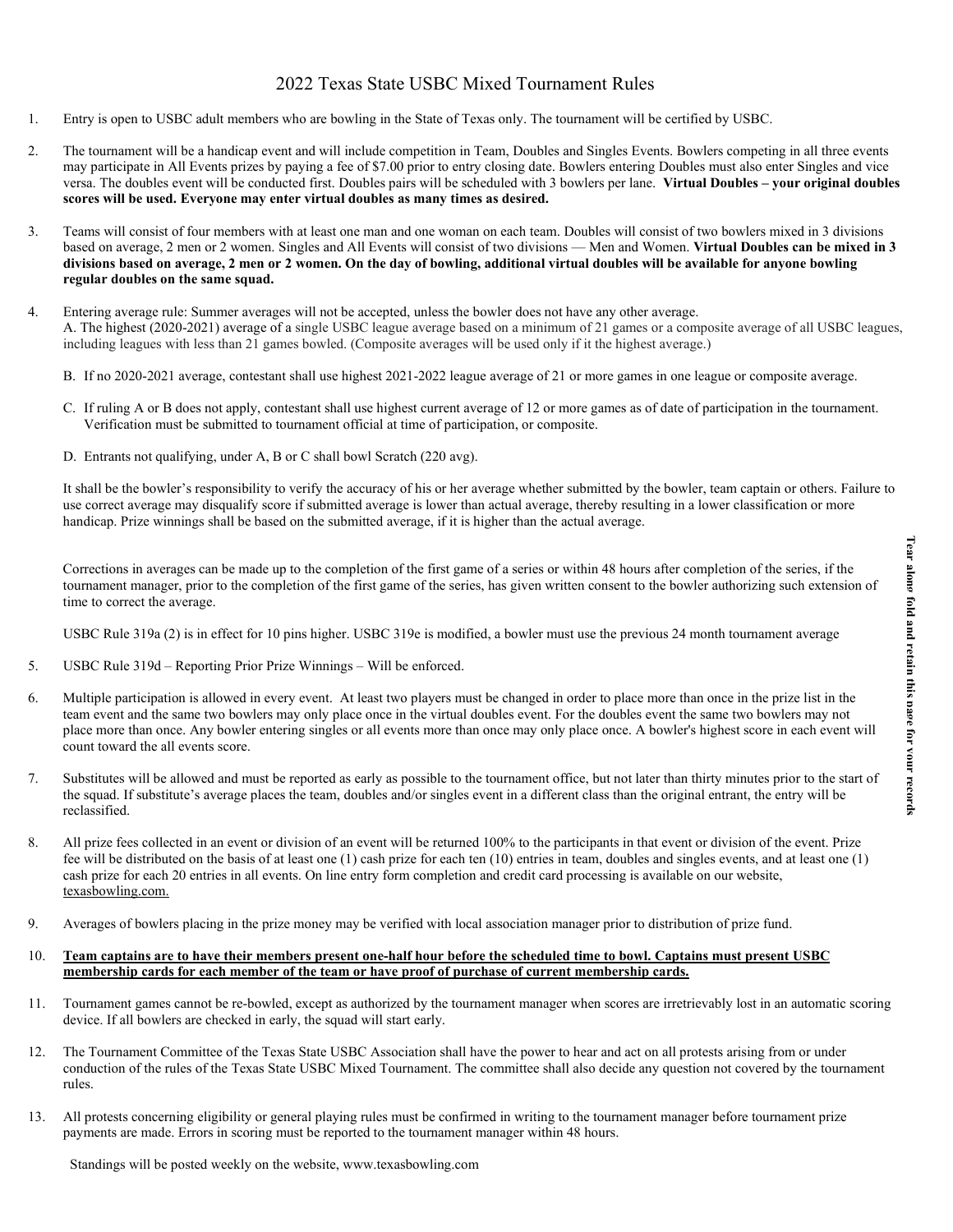# 2022 Texas State USBC Mixed Tournament Rules

1. Entry is open to USBC adult members who are bowling in the State of Texas only. The tournament will be certified by USBC.

2. The tournament will be a handicap event and will include competition in Team, Doubles and Singles Events. Bowlers competing in all three events may participate in All Events prizes by paying a fee of $7.00 prior to entry closing date. Bowlers entering Doubles must also enter Singles and vice versa. The doubles event will be conducted first. Doubles pairs will be scheduled with 3 bowlers per lane. **Virtual Doubles – your original doubles scores will be used. Everyone may enter virtual doubles as many times as desired.**

3. Teams will consist of four members with at least one man and one woman on each team. Doubles will consist of two bowlers mixed in 3 divisions based on average, 2 men or 2 women. Singles and All Events will consist of two divisions — Men and Women. **Virtual Doubles can be mixed in 3 divisions based on average, 2 men or 2 women. On the day of bowling, additional virtual doubles will be available for anyone bowling regular doubles on the same squad.**

4. Entering average rule: Summer averages will not be accepted, unless the bowler does not have any other average.
   A. The highest (2020-2021) average of a single USBC league average based on a minimum of 21 games or a composite average of all USBC leagues, including leagues with less than 21 games bowled. (Composite averages will be used only if it the highest average.)

   B. If no 2020-2021 average, contestant shall use highest 2021-2022 league average of 21 or more games in one league or composite average.

   C. If ruling A or B does not apply, contestant shall use highest current average of 12 or more games as of date of participation in the tournament. Verification must be submitted to tournament official at time of participation, or composite.

   D. Entrants not qualifying, under A, B or C shall bowl Scratch (220 avg).

   It shall be the bowler's responsibility to verify the accuracy of his or her average whether submitted by the bowler, team captain or others. Failure to use correct average may disqualify score if submitted average is lower than actual average, thereby resulting in a lower classification or more handicap. Prize winnings shall be based on the submitted average, if it is higher than the actual average.

   Corrections in averages can be made up to the completion of the first game of a series or within 48 hours after completion of the series, if the tournament manager, prior to the completion of the first game of the series, has given written consent to the bowler authorizing such extension of time to correct the average.

   USBC Rule 319a (2) is in effect for 10 pins higher. USBC 319e is modified, a bowler must use the previous 24 month tournament average

5. USBC Rule 319d – Reporting Prior Prize Winnings – Will be enforced.

6. Multiple participation is allowed in every event. At least two players must be changed in order to place more than once in the prize list in the team event and the same two bowlers may only place once in the virtual doubles event. For the doubles event the same two bowlers may not place more than once. Any bowler entering singles or all events more than once may only place once. A bowler's highest score in each event will count toward the all events score.

7. Substitutes will be allowed and must be reported as early as possible to the tournament office, but not later than thirty minutes prior to the start of the squad. If substitute's average places the team, doubles and/or singles event in a different class than the original entrant, the entry will be reclassified.

8. All prize fees collected in an event or division of an event will be returned 100% to the participants in that event or division of the event. Prize fee will be distributed on the basis of at least one (1) cash prize for each ten (10) entries in team, doubles and singles events, and at least one (1) cash prize for each 20 entries in all events. On line entry form completion and credit card processing is available on our website, texasbowling.com.

9. Averages of bowlers placing in the prize money may be verified with local association manager prior to distribution of prize fund.

10. **Team captains are to have their members present one-half hour before the scheduled time to bowl. Captains must present USBC membership cards for each member of the team or have proof of purchase of current membership cards.**

11. Tournament games cannot be re-bowled, except as authorized by the tournament manager when scores are irretrievably lost in an automatic scoring device. If all bowlers are checked in early, the squad will start early.

12. The Tournament Committee of the Texas State USBC Association shall have the power to hear and act on all protests arising from or under conduction of the rules of the Texas State USBC Mixed Tournament. The committee shall also decide any question not covered by the tournament rules.

13. All protests concerning eligibility or general playing rules must be confirmed in writing to the tournament manager before tournament prize payments are made. Errors in scoring must be reported to the tournament manager within 48 hours.

Standings will be posted weekly on the website, www.texasbowling.com

**Tear along fold and retain this page for your records**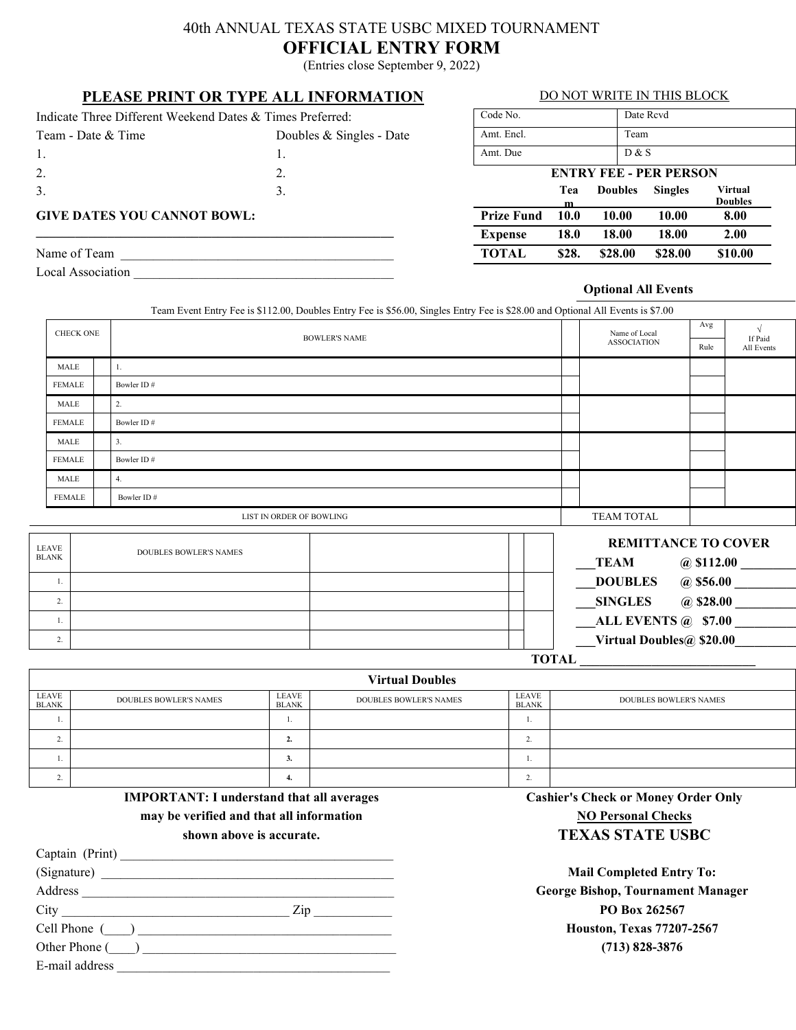40th ANNUAL TEXAS STATE USBC MIXED TOURNAMENT

# OFFICIAL ENTRY FORM

(Entries close September 9, 2022)

## PLEASE PRINT OR TYPE ALL INFORMATION

Indicate Three Different Weekend Dates & Times Preferred:

| Team - Date & Time | Doubles & Singles - Date |
|---|---|
| 1. | 1. |
| 2. | 2. |
| 3. | 3. |

**GIVE DATES YOU CANNOT BOWL:** \_\_\_\_\_\_\_\_\_\_\_\_\_\_\_\_\_\_\_\_\_\_\_\_\_\_\_\_\_\_\_\_\_\_\_\_\_\_\_\_

Name of Team \_\_\_\_\_\_\_\_\_\_\_\_\_\_\_\_\_\_\_\_\_\_\_\_\_\_\_\_\_\_\_\_\_\_\_\_\_\_\_\_

Local Association \_\_\_\_\_\_\_\_\_\_\_\_\_\_\_\_\_\_\_\_\_\_\_\_\_\_\_\_\_\_\_\_\_\_\_\_\_\_\_\_

DO NOT WRITE IN THIS BLOCK

| | |
|---|---|
| Code No. | Date Rcvd |
| Amt. Encl. | Team |
| Amt. Due | D & S |

**ENTRY FEE - PER PERSON**

| | Team | Doubles | Singles | Virtual Doubles |
|---|---|---|---|---|
| **Prize Fund** | 10.0 | 10.00 | 10.00 | 8.00 |
| **Expense** | 18.0 | 18.00 | 18.00 | 2.00 |
| **TOTAL** | $28. | $28.00 | $28.00 | $10.00 |

**Optional All Events**

Team Event Entry Fee is $112.00, Doubles Entry Fee is $56.00, Singles Entry Fee is $28.00 and Optional All Events is $7.00

| CHECK ONE | | BOWLER'S NAME | | Name of Local ASSOCIATION | Avg / Rule | √ If Paid All Events |
|---|---|---|---|---|---|---|
| MALE | | 1. | | | | |
| FEMALE | | Bowler ID # | | | | |
| MALE | | 2. | | | | |
| FEMALE | | Bowler ID # | | | | |
| MALE | | 3. | | | | |
| FEMALE | | Bowler ID # | | | | |
| MALE | | 4. | | | | |
| FEMALE | | Bowler ID # | | | | |
| | | LIST IN ORDER OF BOWLING | | TEAM TOTAL | | |

| LEAVE BLANK | DOUBLES BOWLER'S NAMES | | | |
|---|---|---|---|---|
| 1. | | | | |
| 2. | | | | |
| 1. | | | | |
| 2. | | | | |

**REMITTANCE TO COVER**

\_\_\_**TEAM** **@ $112.00** \_\_\_\_\_\_\_\_\_

\_\_\_**DOUBLES** **@ $56.00** \_\_\_\_\_\_\_\_\_

\_\_\_**SINGLES** **@ $28.00** \_\_\_\_\_\_\_\_\_

\_\_\_**ALL EVENTS @** **$7.00** \_\_\_\_\_\_\_\_\_

\_\_\_**Virtual Doubles@ $20.00**\_\_\_\_\_\_\_\_\_

**TOTAL** \_\_\_\_\_\_\_\_\_\_\_\_\_\_\_\_\_\_\_\_\_\_\_\_\_\_\_\_

**Virtual Doubles**

| LEAVE BLANK | DOUBLES BOWLER'S NAMES | LEAVE BLANK | DOUBLES BOWLER'S NAMES | LEAVE BLANK | DOUBLES BOWLER'S NAMES |
|---|---|---|---|---|---|
| 1. | | 1. | | 1. | |
| 2. | | **2.** | | 2. | |
| 1. | | **3.** | | 1. | |
| 2. | | **4.** | | 2. | |

**IMPORTANT: I understand that all averages may be verified and that all information shown above is accurate.**

Captain (Print) \_\_\_\_\_\_\_\_\_\_\_\_\_\_\_\_\_\_\_\_\_\_\_\_\_\_\_\_\_\_\_\_\_\_\_\_\_\_\_\_

(Signature) \_\_\_\_\_\_\_\_\_\_\_\_\_\_\_\_\_\_\_\_\_\_\_\_\_\_\_\_\_\_\_\_\_\_\_\_\_\_\_\_

Address \_\_\_\_\_\_\_\_\_\_\_\_\_\_\_\_\_\_\_\_\_\_\_\_\_\_\_\_\_\_\_\_\_\_\_\_\_\_\_\_

City \_\_\_\_\_\_\_\_\_\_\_\_\_\_\_\_\_\_\_\_\_\_\_\_\_\_\_\_\_\_ Zip \_\_\_\_\_\_\_\_\_\_\_\_

Cell Phone (\_\_\_\_) \_\_\_\_\_\_\_\_\_\_\_\_\_\_\_\_\_\_\_\_\_\_\_\_\_\_\_\_\_\_\_\_\_\_\_\_\_\_\_\_

Other Phone (\_\_\_\_) \_\_\_\_\_\_\_\_\_\_\_\_\_\_\_\_\_\_\_\_\_\_\_\_\_\_\_\_\_\_\_\_\_\_\_\_\_\_\_\_

E-mail address \_\_\_\_\_\_\_\_\_\_\_\_\_\_\_\_\_\_\_\_\_\_\_\_\_\_\_\_\_\_\_\_\_\_\_\_\_\_\_\_

**Cashier's Check or Money Order Only**

**NO Personal Checks**

**TEXAS STATE USBC**

**Mail Completed Entry To:**

**George Bishop, Tournament Manager**

**PO Box 262567**

**Houston, Texas 77207-2567**

**(713) 828-3876**